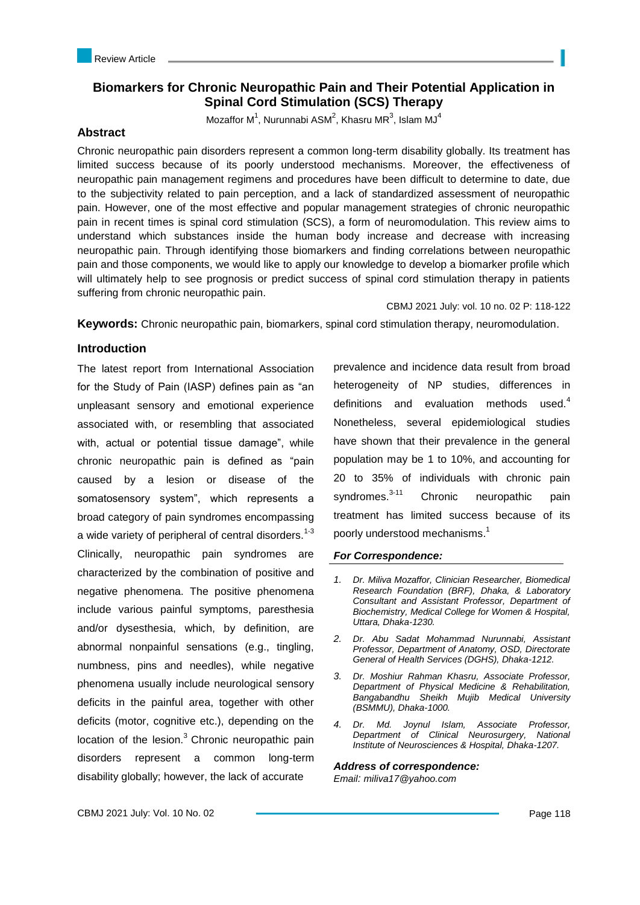Review Article

# Biomarkers for Chronic Neuropathic Pain and Their Potential Application in Spinal Cord Stimulation (SCS) Therapy

Mozaffor M[1], Nurunnabi ASM[2], Khasru MR[3], Islam MJ[4]

## Abstract

Chronic neuropathic pain disorders represent a common long-term disability globally. Its treatment has limited success because of its poorly understood mechanisms. Moreover, the effectiveness of neuropathic pain management regimens and procedures have been difficult to determine to date, due to the subjectivity related to pain perception, and a lack of standardized assessment of neuropathic pain. However, one of the most effective and popular management strategies of chronic neuropathic pain in recent times is spinal cord stimulation (SCS), a form of neuromodulation. This review aims to understand which substances inside the human body increase and decrease with increasing neuropathic pain. Through identifying those biomarkers and finding correlations between neuropathic pain and those components, we would like to apply our knowledge to develop a biomarker profile which will ultimately help to see prognosis or predict success of spinal cord stimulation therapy in patients suffering from chronic neuropathic pain.

CBMJ 2021 July: vol. 10 no. 02 P: 118-122

**Keywords:** Chronic neuropathic pain, biomarkers, spinal cord stimulation therapy, neuromodulation.

## Introduction

The latest report from International Association for the Study of Pain (IASP) defines pain as "an unpleasant sensory and emotional experience associated with, or resembling that associated with, actual or potential tissue damage", while chronic neuropathic pain is defined as "pain caused by a lesion or disease of the somatosensory system", which represents a broad category of pain syndromes encompassing a wide variety of peripheral of central disorders.[1-3] Clinically, neuropathic pain syndromes are characterized by the combination of positive and negative phenomena. The positive phenomena include various painful symptoms, paresthesia and/or dysesthesia, which, by definition, are abnormal nonpainful sensations (e.g., tingling, numbness, pins and needles), while negative phenomena usually include neurological sensory deficits in the painful area, together with other deficits (motor, cognitive etc.), depending on the location of the lesion.[3] Chronic neuropathic pain disorders represent a common long-term disability globally; however, the lack of accurate prevalence and incidence data result from broad heterogeneity of NP studies, differences in definitions and evaluation methods used.[4] Nonetheless, several epidemiological studies have shown that their prevalence in the general population may be 1 to 10%, and accounting for 20 to 35% of individuals with chronic pain syndromes.[3-11] Chronic neuropathic pain treatment has limited success because of its poorly understood mechanisms.[1]

### *For Correspondence:*

1. *Dr. Miliva Mozaffor, Clinician Researcher, Biomedical Research Foundation (BRF), Dhaka, & Laboratory Consultant and Assistant Professor, Department of Biochemistry, Medical College for Women & Hospital, Uttara, Dhaka-1230.*
2. *Dr. Abu Sadat Mohammad Nurunnabi, Assistant Professor, Department of Anatomy, OSD, Directorate General of Health Services (DGHS), Dhaka-1212.*
3. *Dr. Moshiur Rahman Khasru, Associate Professor, Department of Physical Medicine & Rehabilitation, Bangabandhu Sheikh Mujib Medical University (BSMMU), Dhaka-1000.*
4. *Dr. Md. Joynul Islam, Associate Professor, Department of Clinical Neurosurgery, National Institute of Neurosciences & Hospital, Dhaka-1207.*

***Address of correspondence:***
*Email: miliva17@yahoo.com*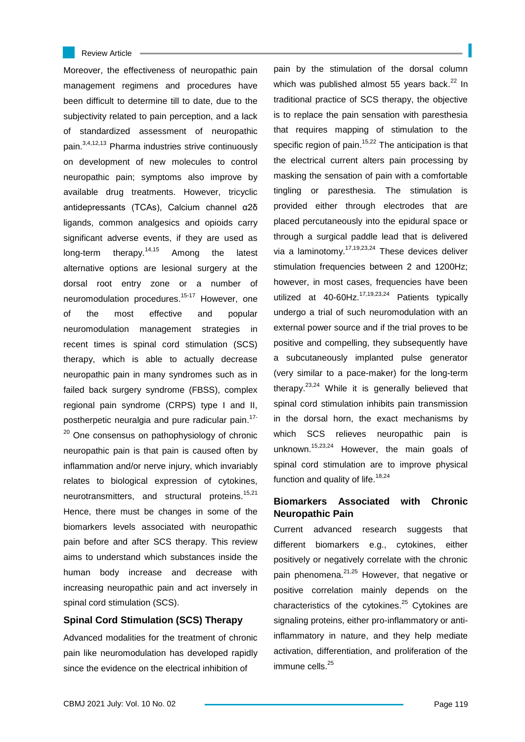Moreover, the effectiveness of neuropathic pain management regimens and procedures have been difficult to determine till to date, due to the subjectivity related to pain perception, and a lack of standardized assessment of neuropathic pain.[3,4,12,13] Pharma industries strive continuously on development of new molecules to control neuropathic pain; symptoms also improve by available drug treatments. However, tricyclic antidepressants (TCAs), Calcium channel α2δ ligands, common analgesics and opioids carry significant adverse events, if they are used as long-term therapy.[14,15] Among the latest alternative options are lesional surgery at the dorsal root entry zone or a number of neuromodulation procedures.[15-17] However, one of the most effective and popular neuromodulation management strategies in recent times is spinal cord stimulation (SCS) therapy, which is able to actually decrease neuropathic pain in many syndromes such as in failed back surgery syndrome (FBSS), complex regional pain syndrome (CRPS) type I and II, postherpetic neuralgia and pure radicular pain.[17-20] One consensus on pathophysiology of chronic neuropathic pain is that pain is caused often by inflammation and/or nerve injury, which invariably relates to biological expression of cytokines, neurotransmitters, and structural proteins.[15,21] Hence, there must be changes in some of the biomarkers levels associated with neuropathic pain before and after SCS therapy. This review aims to understand which substances inside the human body increase and decrease with increasing neuropathic pain and act inversely in spinal cord stimulation (SCS).

## Spinal Cord Stimulation (SCS) Therapy

Advanced modalities for the treatment of chronic pain like neuromodulation has developed rapidly since the evidence on the electrical inhibition of pain by the stimulation of the dorsal column which was published almost 55 years back.[22] In traditional practice of SCS therapy, the objective is to replace the pain sensation with paresthesia that requires mapping of stimulation to the specific region of pain.[15,22] The anticipation is that the electrical current alters pain processing by masking the sensation of pain with a comfortable tingling or paresthesia. The stimulation is provided either through electrodes that are placed percutaneously into the epidural space or through a surgical paddle lead that is delivered via a laminotomy.[17,19,23,24] These devices deliver stimulation frequencies between 2 and 1200Hz; however, in most cases, frequencies have been utilized at 40-60Hz.[17,19,23,24] Patients typically undergo a trial of such neuromodulation with an external power source and if the trial proves to be positive and compelling, they subsequently have a subcutaneously implanted pulse generator (very similar to a pace-maker) for the long-term therapy.[23,24] While it is generally believed that spinal cord stimulation inhibits pain transmission in the dorsal horn, the exact mechanisms by which SCS relieves neuropathic pain is unknown.[15,23,24] However, the main goals of spinal cord stimulation are to improve physical function and quality of life.[18,24]

## Biomarkers Associated with Chronic Neuropathic Pain

Current advanced research suggests that different biomarkers e.g., cytokines, either positively or negatively correlate with the chronic pain phenomena.[21,25] However, that negative or positive correlation mainly depends on the characteristics of the cytokines.[25] Cytokines are signaling proteins, either pro-inflammatory or anti-inflammatory in nature, and they help mediate activation, differentiation, and proliferation of the immune cells.[25]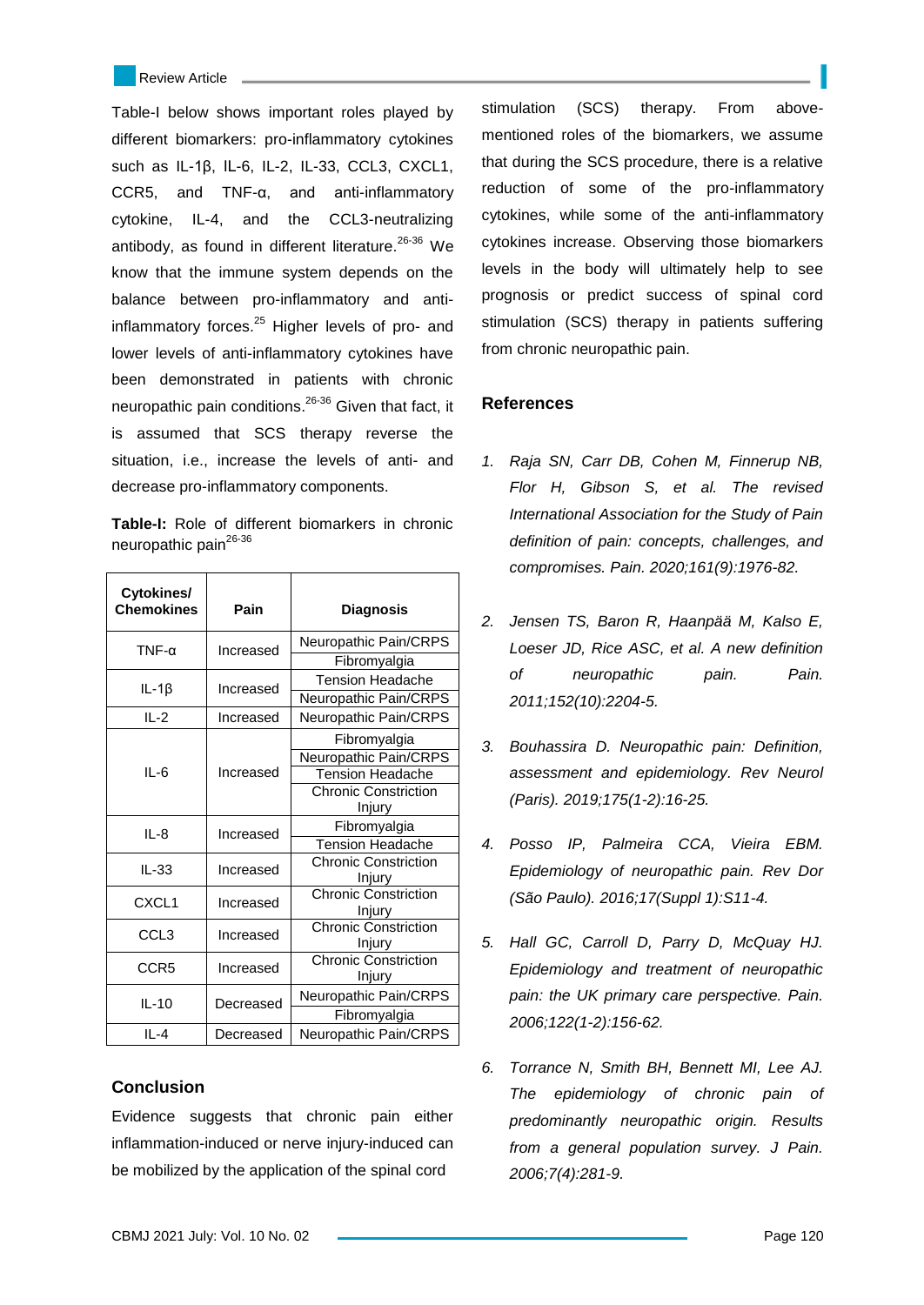Table-I below shows important roles played by different biomarkers: pro-inflammatory cytokines such as IL-1β, IL-6, IL-2, IL-33, CCL3, CXCL1, CCR5, and TNF-α, and anti-inflammatory cytokine, IL-4, and the CCL3-neutralizing antibody, as found in different literature.[26-36] We know that the immune system depends on the balance between pro-inflammatory and anti-inflammatory forces.[25] Higher levels of pro- and lower levels of anti-inflammatory cytokines have been demonstrated in patients with chronic neuropathic pain conditions.[26-36] Given that fact, it is assumed that SCS therapy reverse the situation, i.e., increase the levels of anti- and decrease pro-inflammatory components.

**Table-I:** Role of different biomarkers in chronic neuropathic pain[26-36]

| Cytokines/ Chemokines | Pain | Diagnosis |
|---|---|---|
| TNF-α | Increased | Neuropathic Pain/CRPS |
| | | Fibromyalgia |
| IL-1β | Increased | Tension Headache |
| | | Neuropathic Pain/CRPS |
| IL-2 | Increased | Neuropathic Pain/CRPS |
| IL-6 | Increased | Fibromyalgia |
| | | Neuropathic Pain/CRPS |
| | | Tension Headache |
| | | Chronic Constriction Injury |
| IL-8 | Increased | Fibromyalgia |
| | | Tension Headache |
| IL-33 | Increased | Chronic Constriction Injury |
| CXCL1 | Increased | Chronic Constriction Injury |
| CCL3 | Increased | Chronic Constriction Injury |
| CCR5 | Increased | Chronic Constriction Injury |
| IL-10 | Decreased | Neuropathic Pain/CRPS |
| | | Fibromyalgia |
| IL-4 | Decreased | Neuropathic Pain/CRPS |

## Conclusion

Evidence suggests that chronic pain either inflammation-induced or nerve injury-induced can be mobilized by the application of the spinal cord stimulation (SCS) therapy. From above-mentioned roles of the biomarkers, we assume that during the SCS procedure, there is a relative reduction of some of the pro-inflammatory cytokines, while some of the anti-inflammatory cytokines increase. Observing those biomarkers levels in the body will ultimately help to see prognosis or predict success of spinal cord stimulation (SCS) therapy in patients suffering from chronic neuropathic pain.

## References

1. *Raja SN, Carr DB, Cohen M, Finnerup NB, Flor H, Gibson S, et al. The revised International Association for the Study of Pain definition of pain: concepts, challenges, and compromises. Pain. 2020;161(9):1976-82.*
2. *Jensen TS, Baron R, Haanpää M, Kalso E, Loeser JD, Rice ASC, et al. A new definition of neuropathic pain. Pain. 2011;152(10):2204-5.*
3. *Bouhassira D. Neuropathic pain: Definition, assessment and epidemiology. Rev Neurol (Paris). 2019;175(1-2):16-25.*
4. *Posso IP, Palmeira CCA, Vieira EBM. Epidemiology of neuropathic pain. Rev Dor (São Paulo). 2016;17(Suppl 1):S11-4.*
5. *Hall GC, Carroll D, Parry D, McQuay HJ. Epidemiology and treatment of neuropathic pain: the UK primary care perspective. Pain. 2006;122(1-2):156-62.*
6. *Torrance N, Smith BH, Bennett MI, Lee AJ. The epidemiology of chronic pain of predominantly neuropathic origin. Results from a general population survey. J Pain. 2006;7(4):281-9.*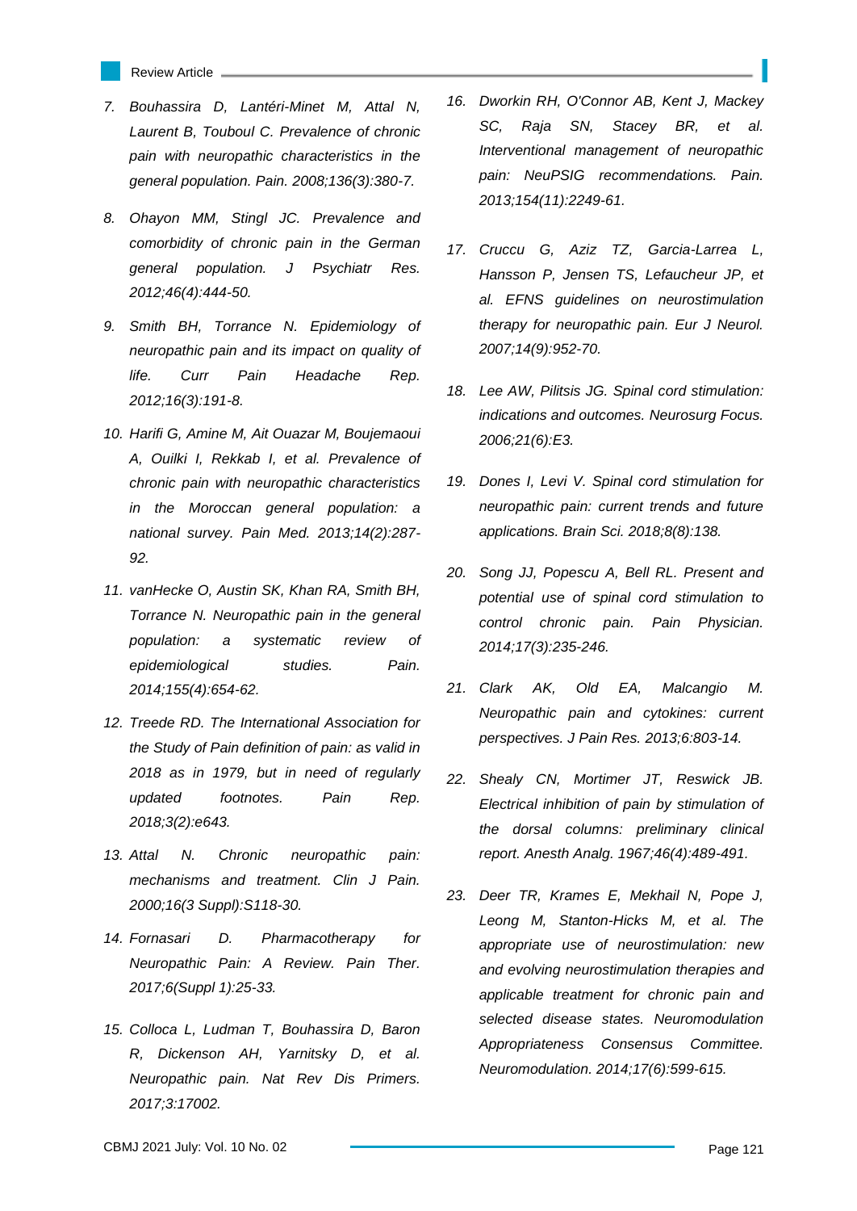7. *Bouhassira D, Lantéri-Minet M, Attal N, Laurent B, Touboul C. Prevalence of chronic pain with neuropathic characteristics in the general population. Pain. 2008;136(3):380-7.*
8. *Ohayon MM, Stingl JC. Prevalence and comorbidity of chronic pain in the German general population. J Psychiatr Res. 2012;46(4):444-50.*
9. *Smith BH, Torrance N. Epidemiology of neuropathic pain and its impact on quality of life. Curr Pain Headache Rep. 2012;16(3):191-8.*
10. *Harifi G, Amine M, Ait Ouazar M, Boujemaoui A, Ouilki I, Rekkab I, et al. Prevalence of chronic pain with neuropathic characteristics in the Moroccan general population: a national survey. Pain Med. 2013;14(2):287-92.*
11. *vanHecke O, Austin SK, Khan RA, Smith BH, Torrance N. Neuropathic pain in the general population: a systematic review of epidemiological studies. Pain. 2014;155(4):654-62.*
12. *Treede RD. The International Association for the Study of Pain definition of pain: as valid in 2018 as in 1979, but in need of regularly updated footnotes. Pain Rep. 2018;3(2):e643.*
13. *Attal N. Chronic neuropathic pain: mechanisms and treatment. Clin J Pain. 2000;16(3 Suppl):S118-30.*
14. *Fornasari D. Pharmacotherapy for Neuropathic Pain: A Review. Pain Ther. 2017;6(Suppl 1):25-33.*
15. *Colloca L, Ludman T, Bouhassira D, Baron R, Dickenson AH, Yarnitsky D, et al. Neuropathic pain. Nat Rev Dis Primers. 2017;3:17002.*
16. *Dworkin RH, O'Connor AB, Kent J, Mackey SC, Raja SN, Stacey BR, et al. Interventional management of neuropathic pain: NeuPSIG recommendations. Pain. 2013;154(11):2249-61.*
17. *Cruccu G, Aziz TZ, Garcia-Larrea L, Hansson P, Jensen TS, Lefaucheur JP, et al. EFNS guidelines on neurostimulation therapy for neuropathic pain. Eur J Neurol. 2007;14(9):952-70.*
18. *Lee AW, Pilitsis JG. Spinal cord stimulation: indications and outcomes. Neurosurg Focus. 2006;21(6):E3.*
19. *Dones I, Levi V. Spinal cord stimulation for neuropathic pain: current trends and future applications. Brain Sci. 2018;8(8):138.*
20. *Song JJ, Popescu A, Bell RL. Present and potential use of spinal cord stimulation to control chronic pain. Pain Physician. 2014;17(3):235-246.*
21. *Clark AK, Old EA, Malcangio M. Neuropathic pain and cytokines: current perspectives. J Pain Res. 2013;6:803-14.*
22. *Shealy CN, Mortimer JT, Reswick JB. Electrical inhibition of pain by stimulation of the dorsal columns: preliminary clinical report. Anesth Analg. 1967;46(4):489-491.*
23. *Deer TR, Krames E, Mekhail N, Pope J, Leong M, Stanton-Hicks M, et al. The appropriate use of neurostimulation: new and evolving neurostimulation therapies and applicable treatment for chronic pain and selected disease states. Neuromodulation Appropriateness Consensus Committee. Neuromodulation. 2014;17(6):599-615.*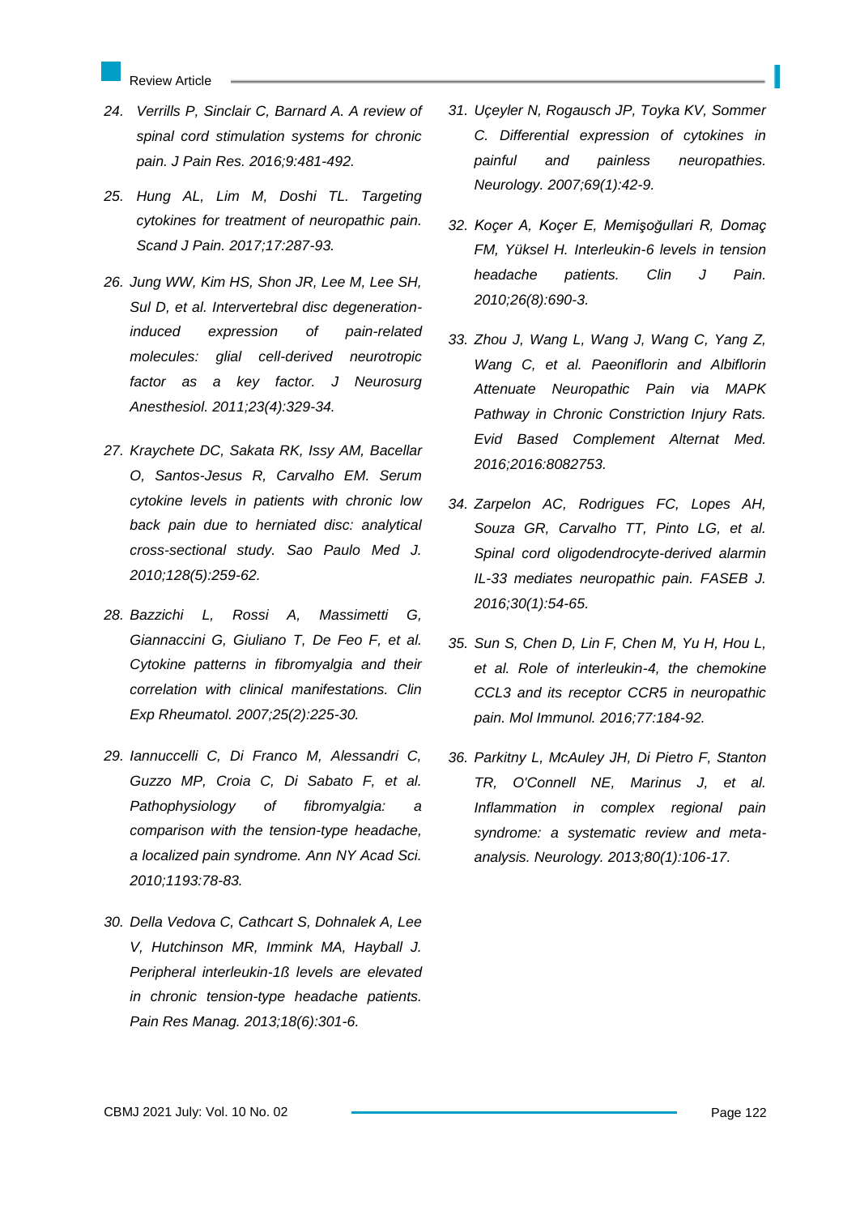24. *Verrills P, Sinclair C, Barnard A. A review of spinal cord stimulation systems for chronic pain. J Pain Res. 2016;9:481-492.*

25. *Hung AL, Lim M, Doshi TL. Targeting cytokines for treatment of neuropathic pain. Scand J Pain. 2017;17:287-93.*

26. *Jung WW, Kim HS, Shon JR, Lee M, Lee SH, Sul D, et al. Intervertebral disc degeneration-induced expression of pain-related molecules: glial cell-derived neurotropic factor as a key factor. J Neurosurg Anesthesiol. 2011;23(4):329-34.*

27. *Kraychete DC, Sakata RK, Issy AM, Bacellar O, Santos-Jesus R, Carvalho EM. Serum cytokine levels in patients with chronic low back pain due to herniated disc: analytical cross-sectional study. Sao Paulo Med J. 2010;128(5):259-62.*

28. *Bazzichi L, Rossi A, Massimetti G, Giannaccini G, Giuliano T, De Feo F, et al. Cytokine patterns in fibromyalgia and their correlation with clinical manifestations. Clin Exp Rheumatol. 2007;25(2):225-30.*

29. *Iannuccelli C, Di Franco M, Alessandri C, Guzzo MP, Croia C, Di Sabato F, et al. Pathophysiology of fibromyalgia: a comparison with the tension-type headache, a localized pain syndrome. Ann NY Acad Sci. 2010;1193:78-83.*

30. *Della Vedova C, Cathcart S, Dohnalek A, Lee V, Hutchinson MR, Immink MA, Hayball J. Peripheral interleukin-1ß levels are elevated in chronic tension-type headache patients. Pain Res Manag. 2013;18(6):301-6.*

31. *Uçeyler N, Rogausch JP, Toyka KV, Sommer C. Differential expression of cytokines in painful and painless neuropathies. Neurology. 2007;69(1):42-9.*

32. *Koçer A, Koçer E, Memişoğullari R, Domaç FM, Yüksel H. Interleukin-6 levels in tension headache patients. Clin J Pain. 2010;26(8):690-3.*

33. *Zhou J, Wang L, Wang J, Wang C, Yang Z, Wang C, et al. Paeoniflorin and Albiflorin Attenuate Neuropathic Pain via MAPK Pathway in Chronic Constriction Injury Rats. Evid Based Complement Alternat Med. 2016;2016:8082753.*

34. *Zarpelon AC, Rodrigues FC, Lopes AH, Souza GR, Carvalho TT, Pinto LG, et al. Spinal cord oligodendrocyte-derived alarmin IL-33 mediates neuropathic pain. FASEB J. 2016;30(1):54-65.*

35. *Sun S, Chen D, Lin F, Chen M, Yu H, Hou L, et al. Role of interleukin-4, the chemokine CCL3 and its receptor CCR5 in neuropathic pain. Mol Immunol. 2016;77:184-92.*

36. *Parkitny L, McAuley JH, Di Pietro F, Stanton TR, O'Connell NE, Marinus J, et al. Inflammation in complex regional pain syndrome: a systematic review and meta-analysis. Neurology. 2013;80(1):106-17.*